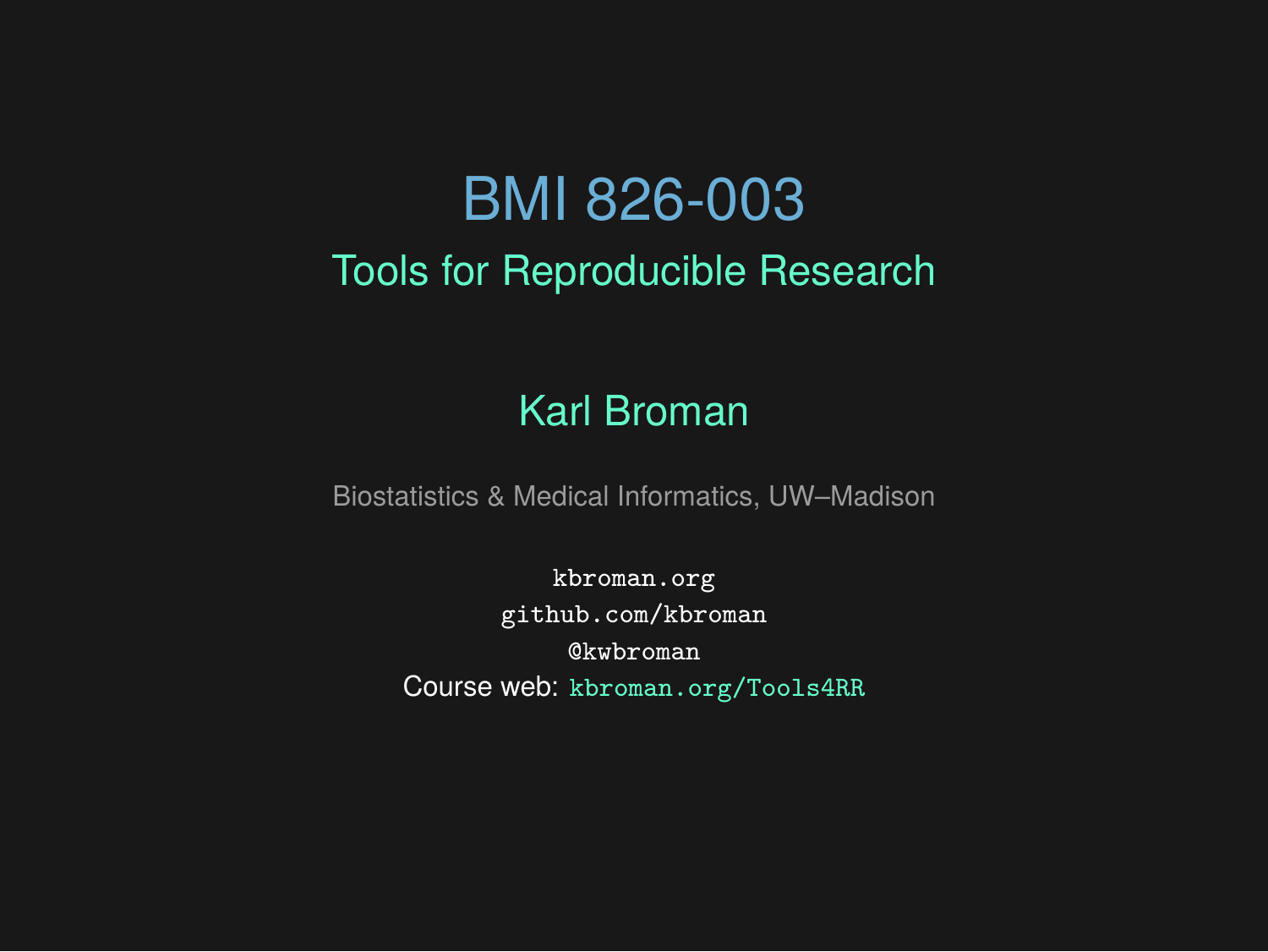# BMI 826-003

## Tools for Reproducible Research

Karl Broman

Biostatistics & Medical Informatics, UW–Madison

kbroman.org
github.com/kbroman
@kwbroman
Course web: kbroman.org/Tools4RR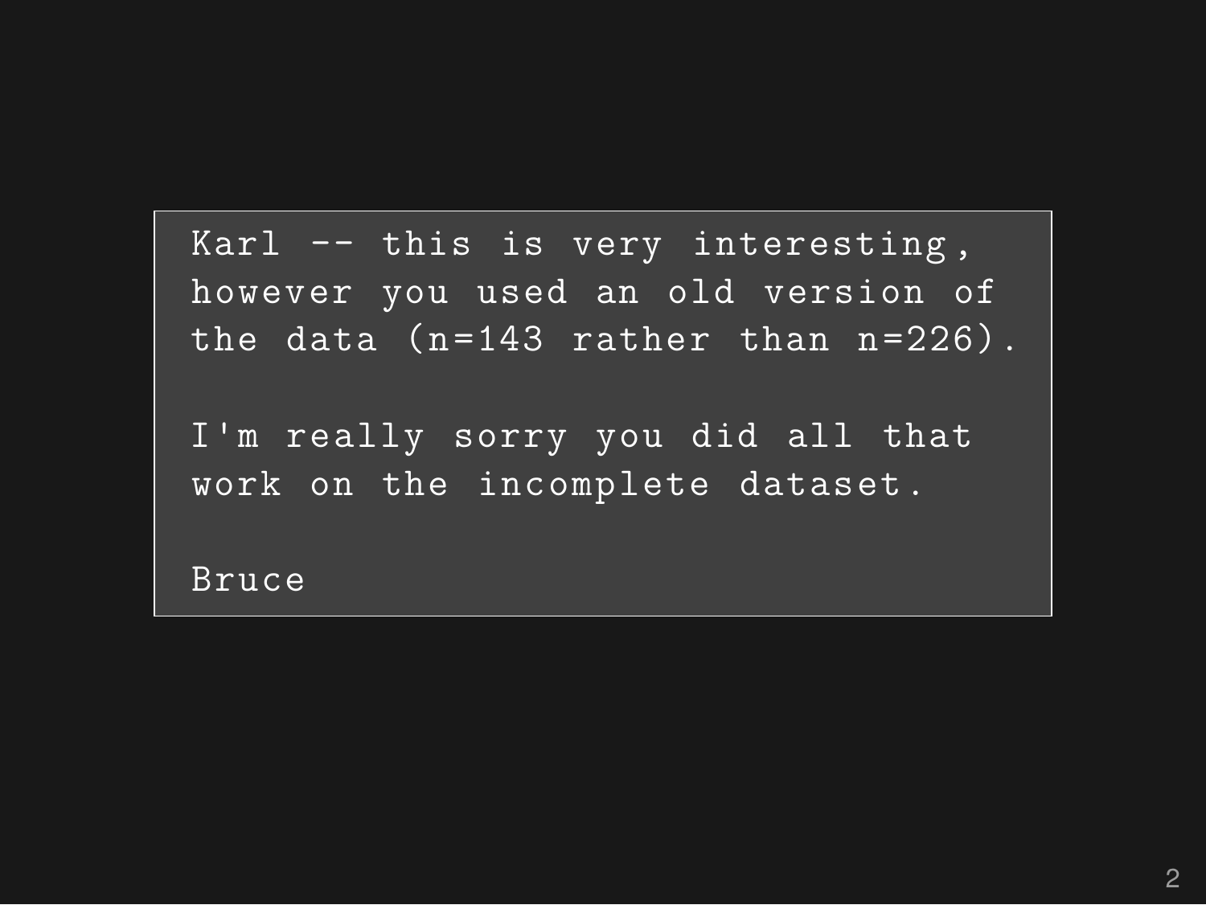```
Karl -- this is very interesting,
however you used an old version of
the data (n=143 rather than n=226).

I'm really sorry you did all that
work on the incomplete dataset.

Bruce
```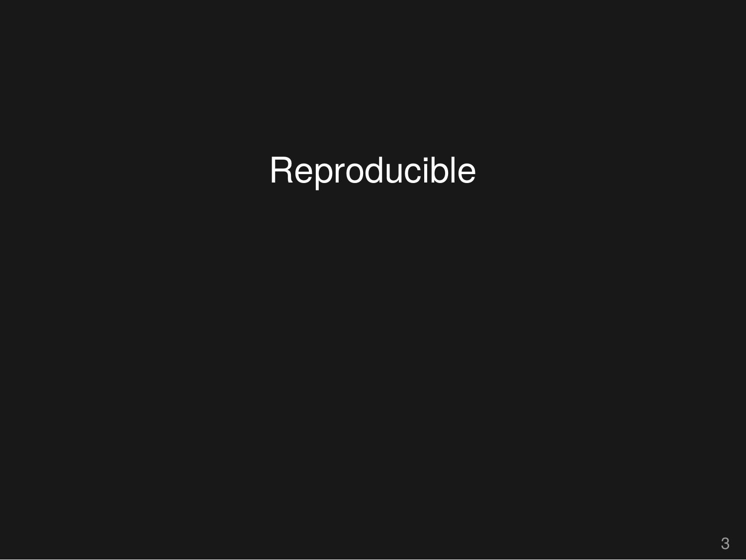# Reproducible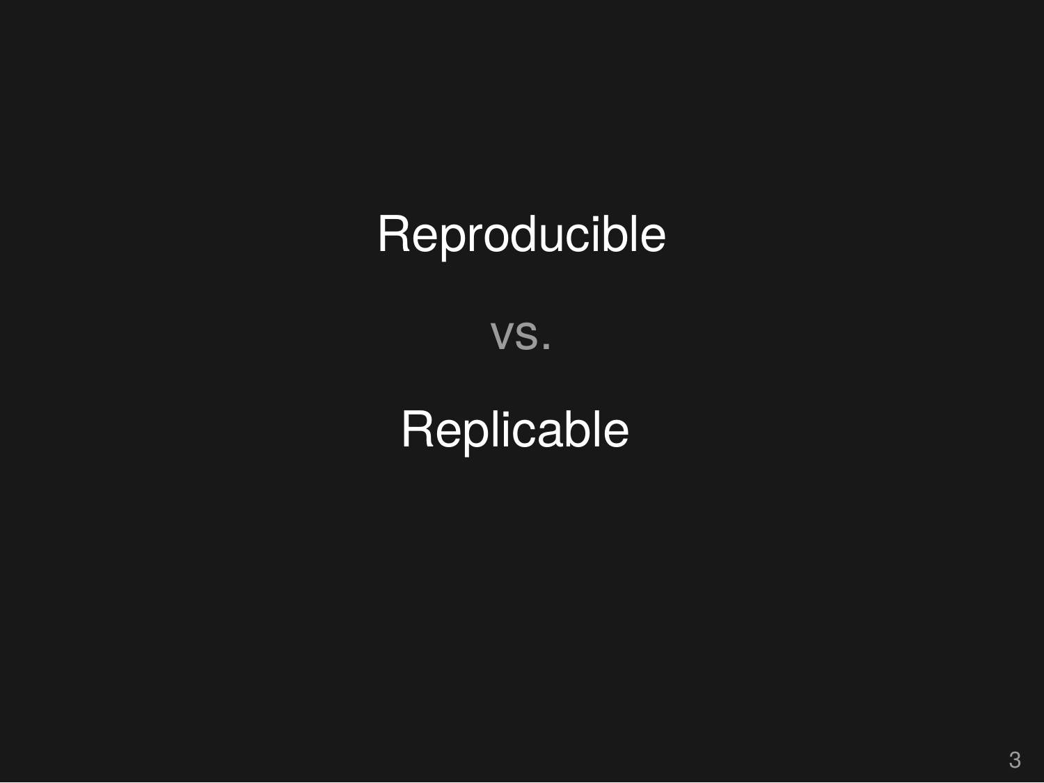Reproducible

vs.

Replicable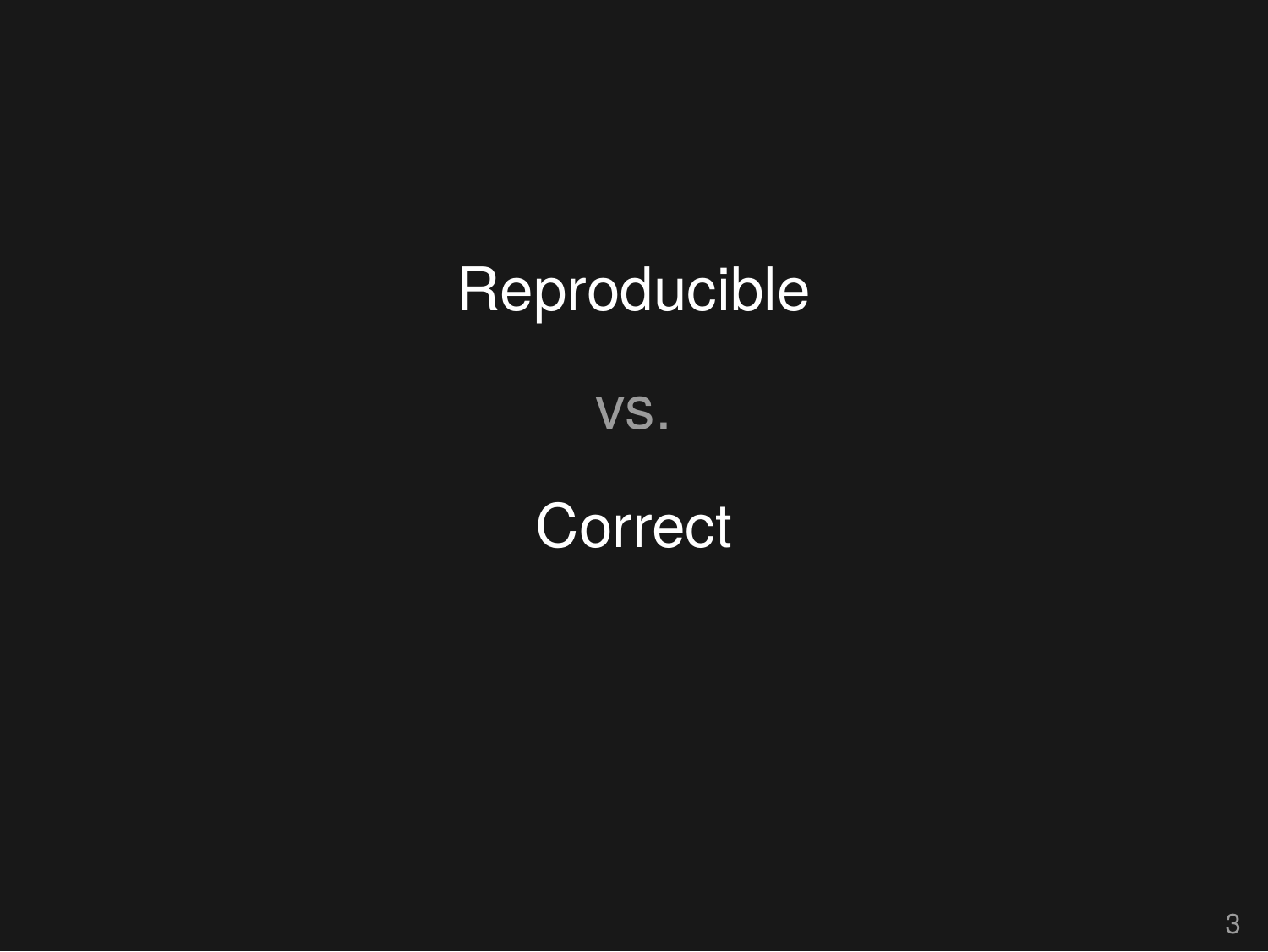Reproducible

vs.

Correct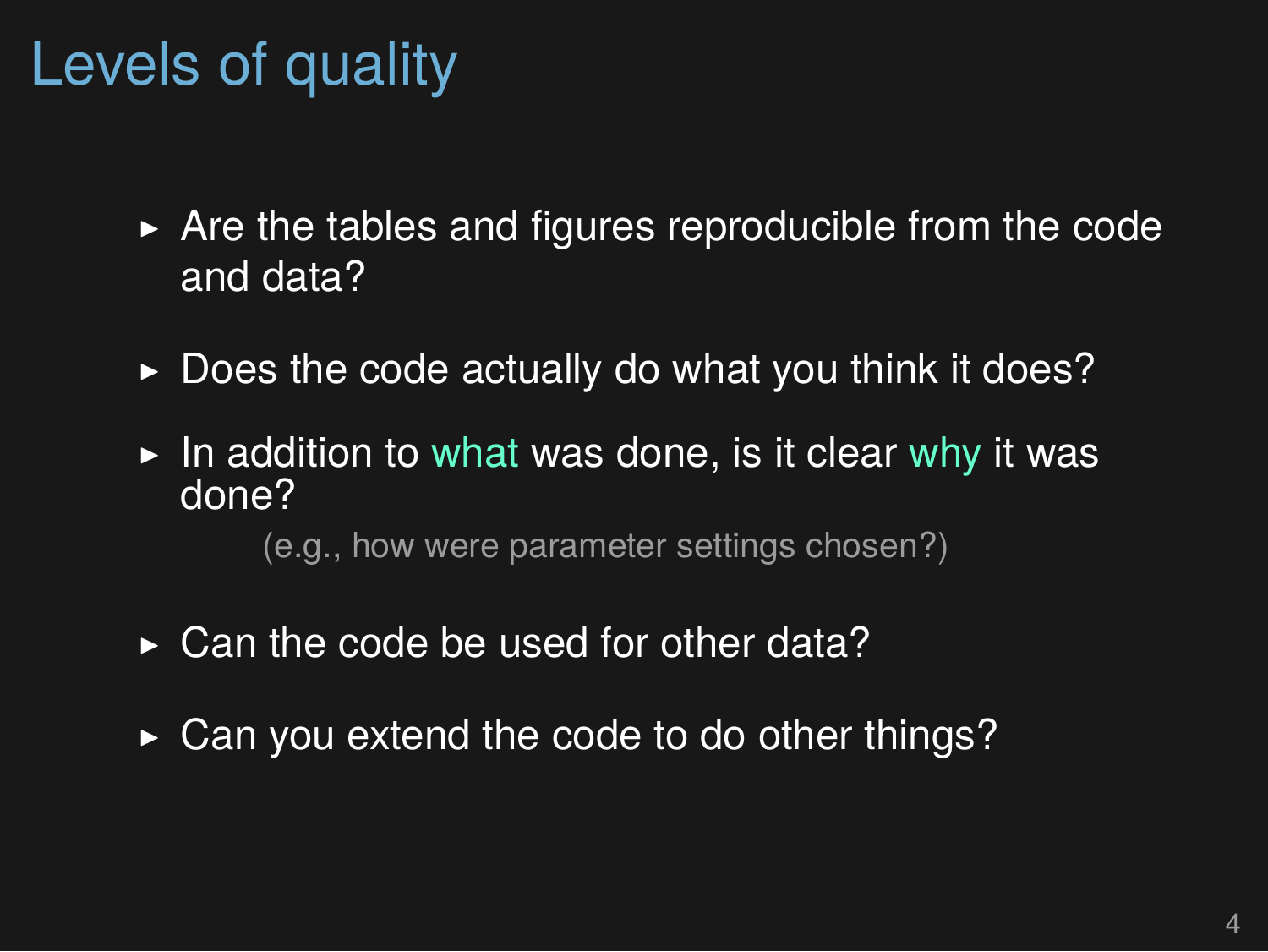# Levels of quality

- Are the tables and figures reproducible from the code and data?
- Does the code actually do what you think it does?
- In addition to what was done, is it clear why it was done?

    (e.g., how were parameter settings chosen?)

- Can the code be used for other data?
- Can you extend the code to do other things?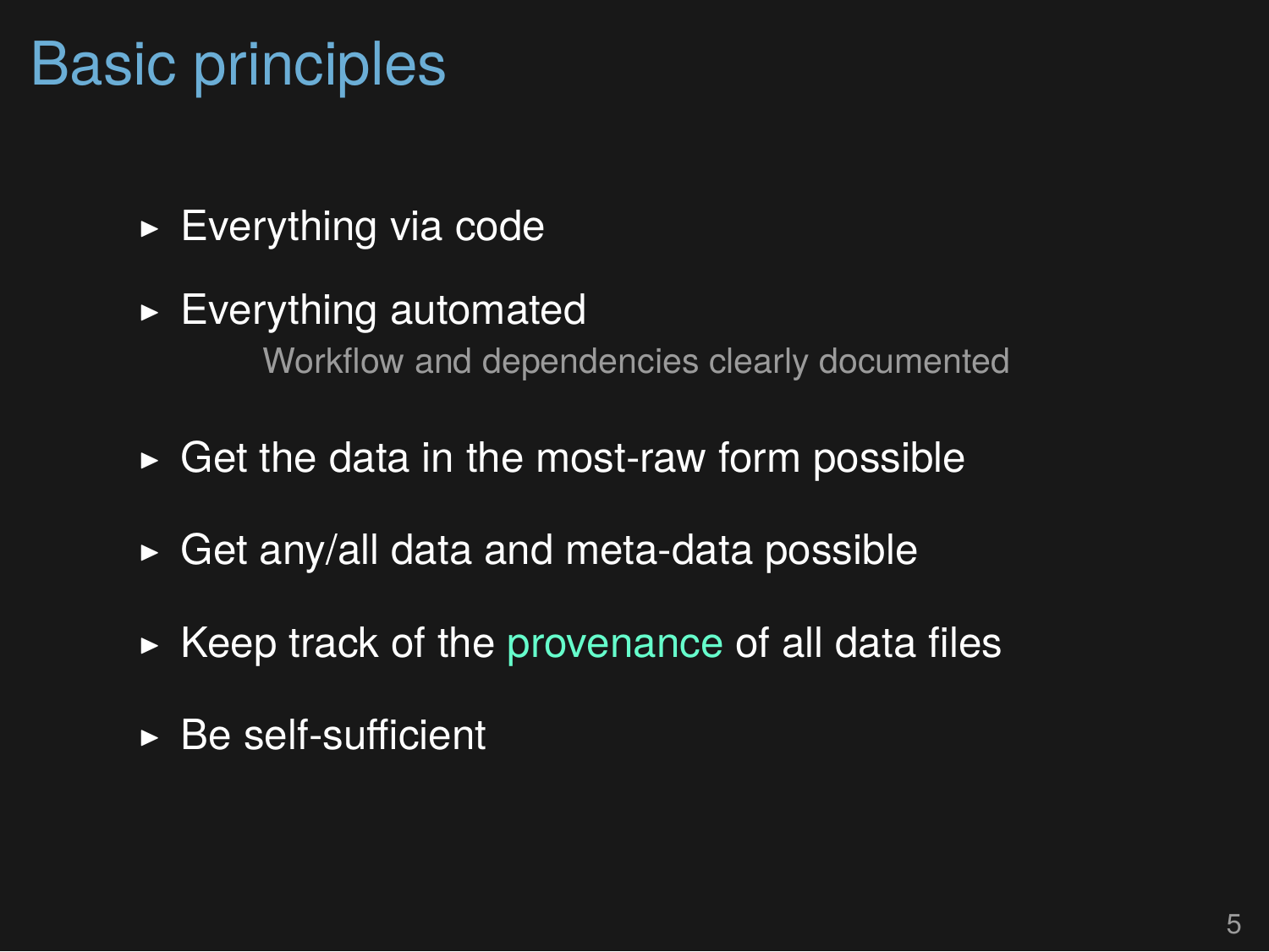# Basic principles

- Everything via code
- Everything automated

  Workflow and dependencies clearly documented

- Get the data in the most-raw form possible
- Get any/all data and meta-data possible
- Keep track of the provenance of all data files
- Be self-sufficient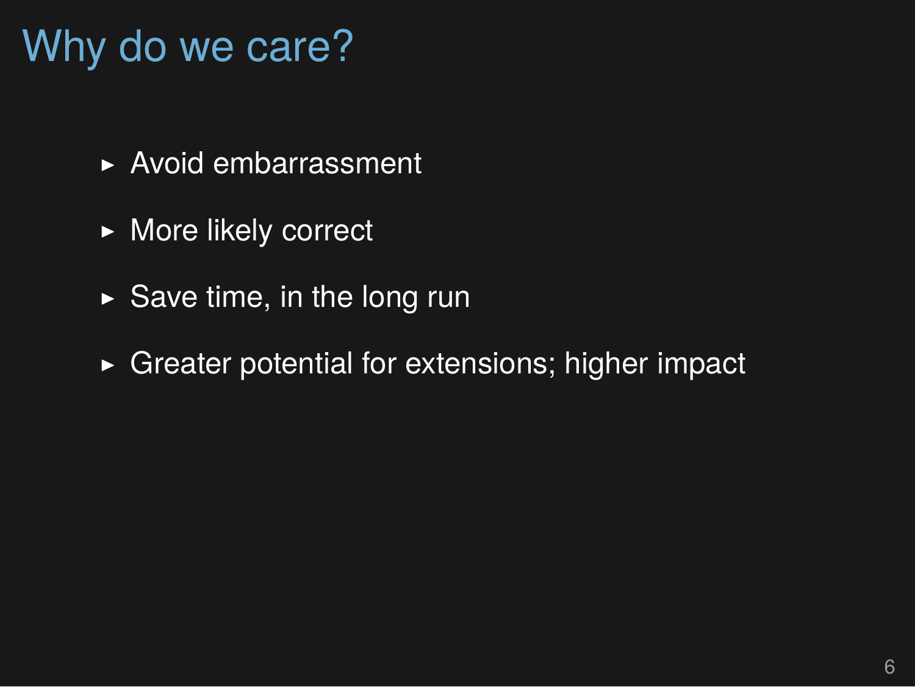# Why do we care?

- Avoid embarrassment
- More likely correct
- Save time, in the long run
- Greater potential for extensions; higher impact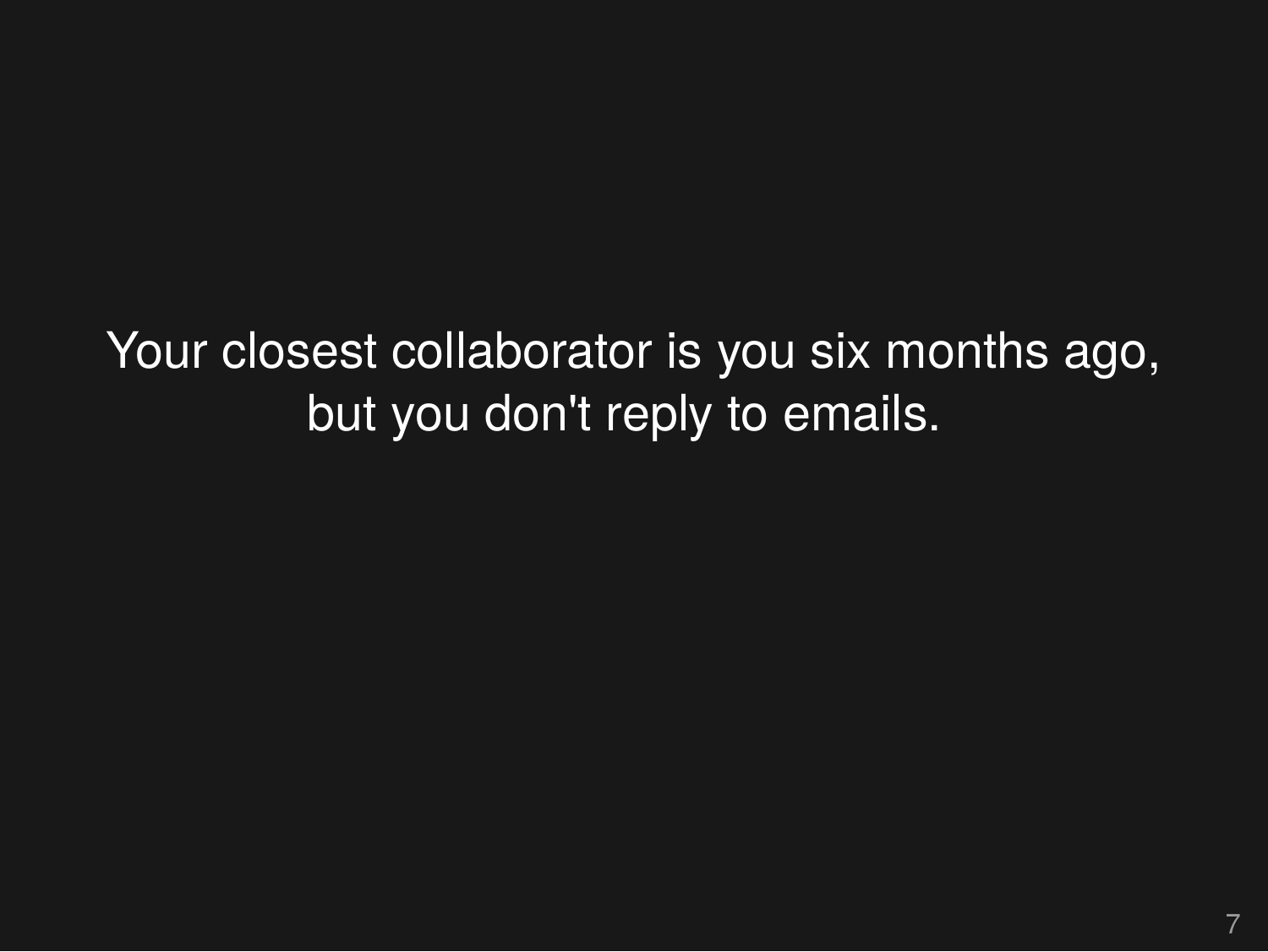Your closest collaborator is you six months ago, but you don't reply to emails.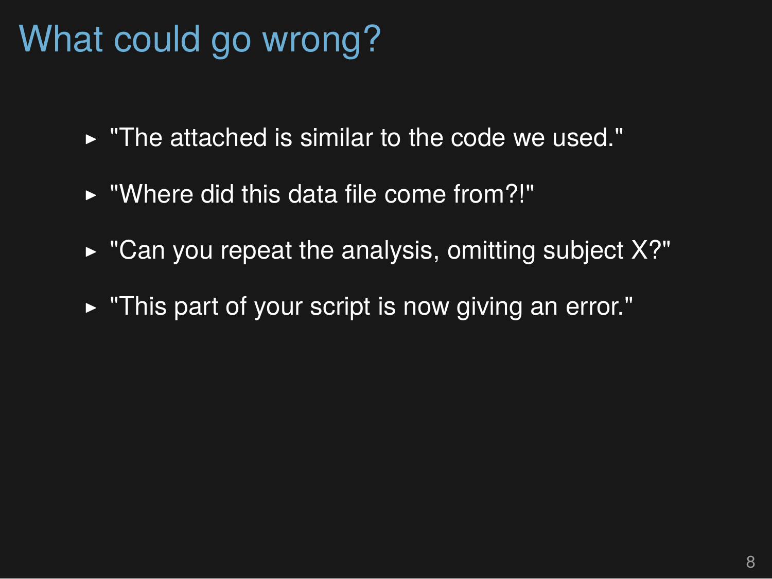# What could go wrong?

- "The attached is similar to the code we used."
- "Where did this data file come from?!"
- "Can you repeat the analysis, omitting subject X?"
- "This part of your script is now giving an error."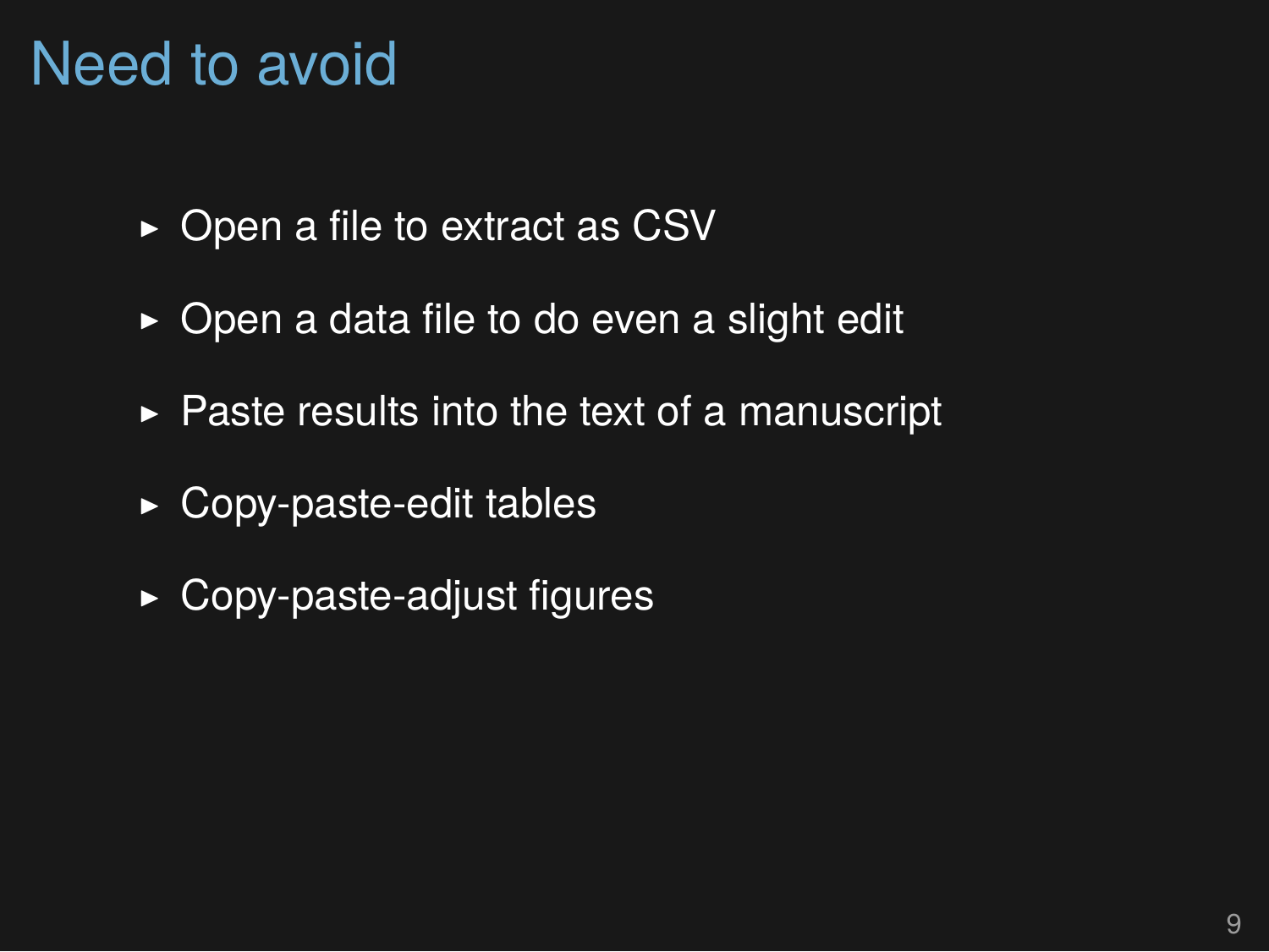# Need to avoid

- Open a file to extract as CSV
- Open a data file to do even a slight edit
- Paste results into the text of a manuscript
- Copy-paste-edit tables
- Copy-paste-adjust figures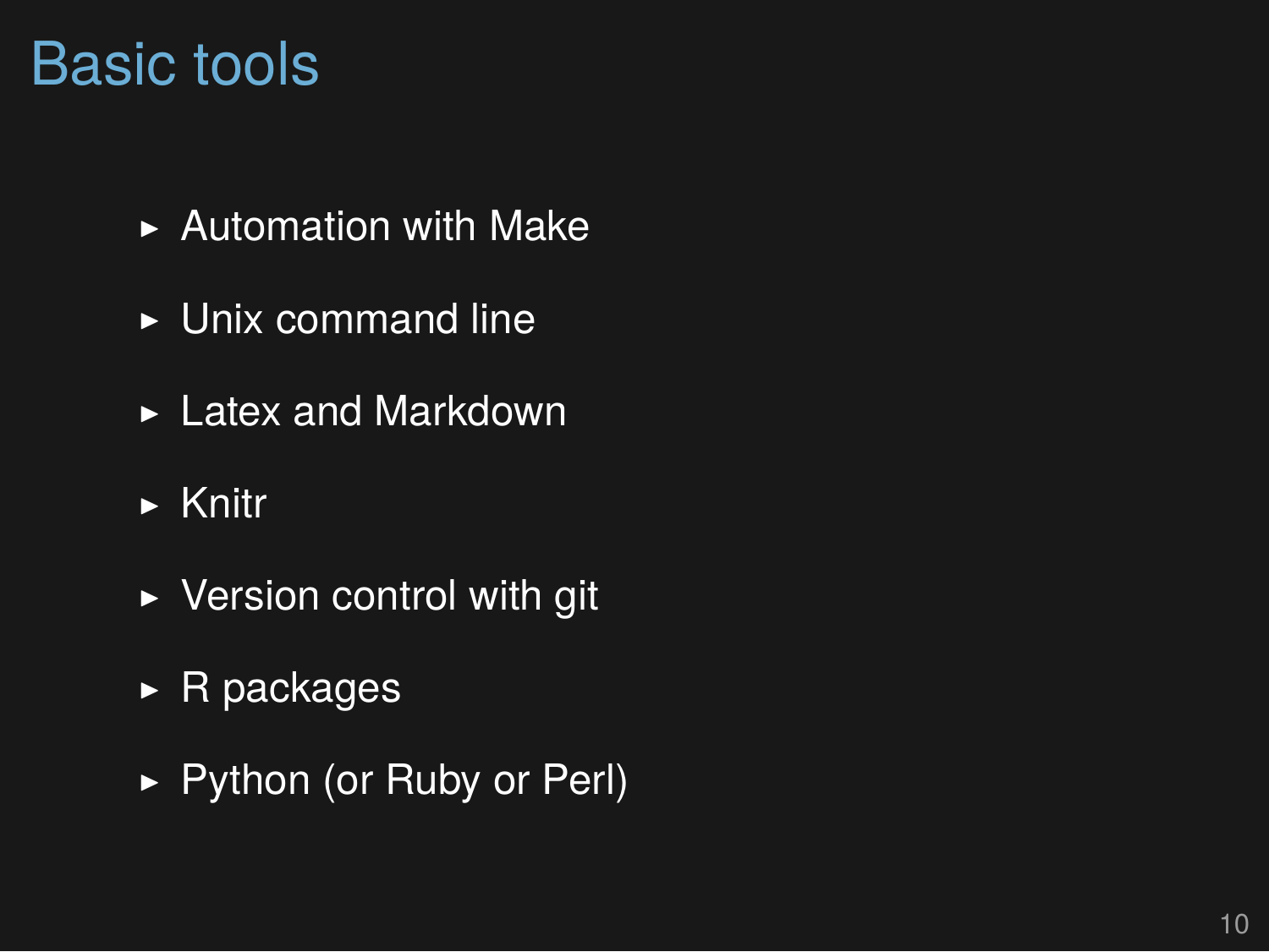# Basic tools

- Automation with Make
- Unix command line
- Latex and Markdown
- Knitr
- Version control with git
- R packages
- Python (or Ruby or Perl)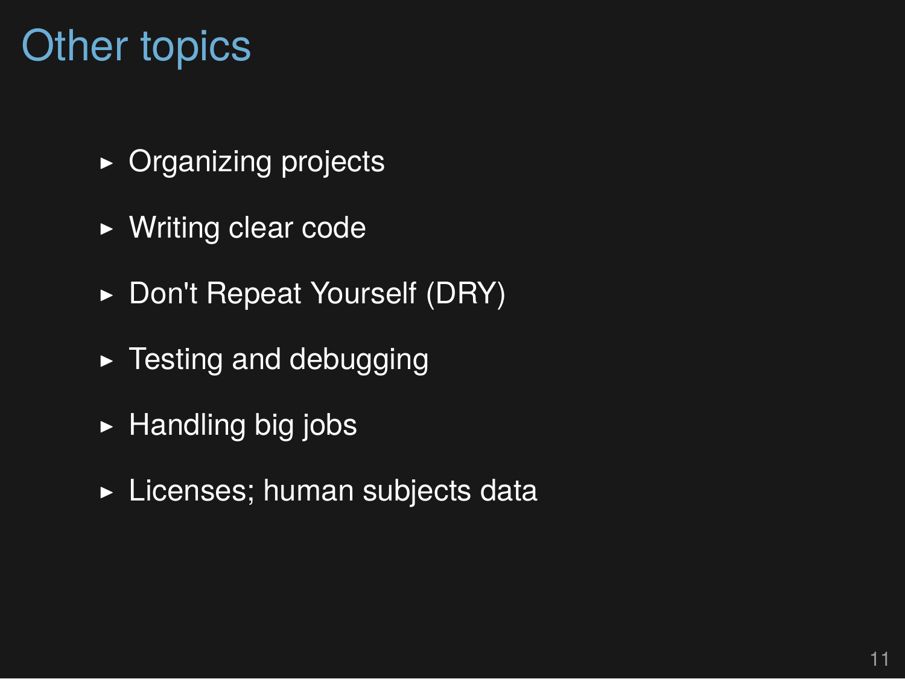# Other topics

- Organizing projects
- Writing clear code
- Don't Repeat Yourself (DRY)
- Testing and debugging
- Handling big jobs
- Licenses; human subjects data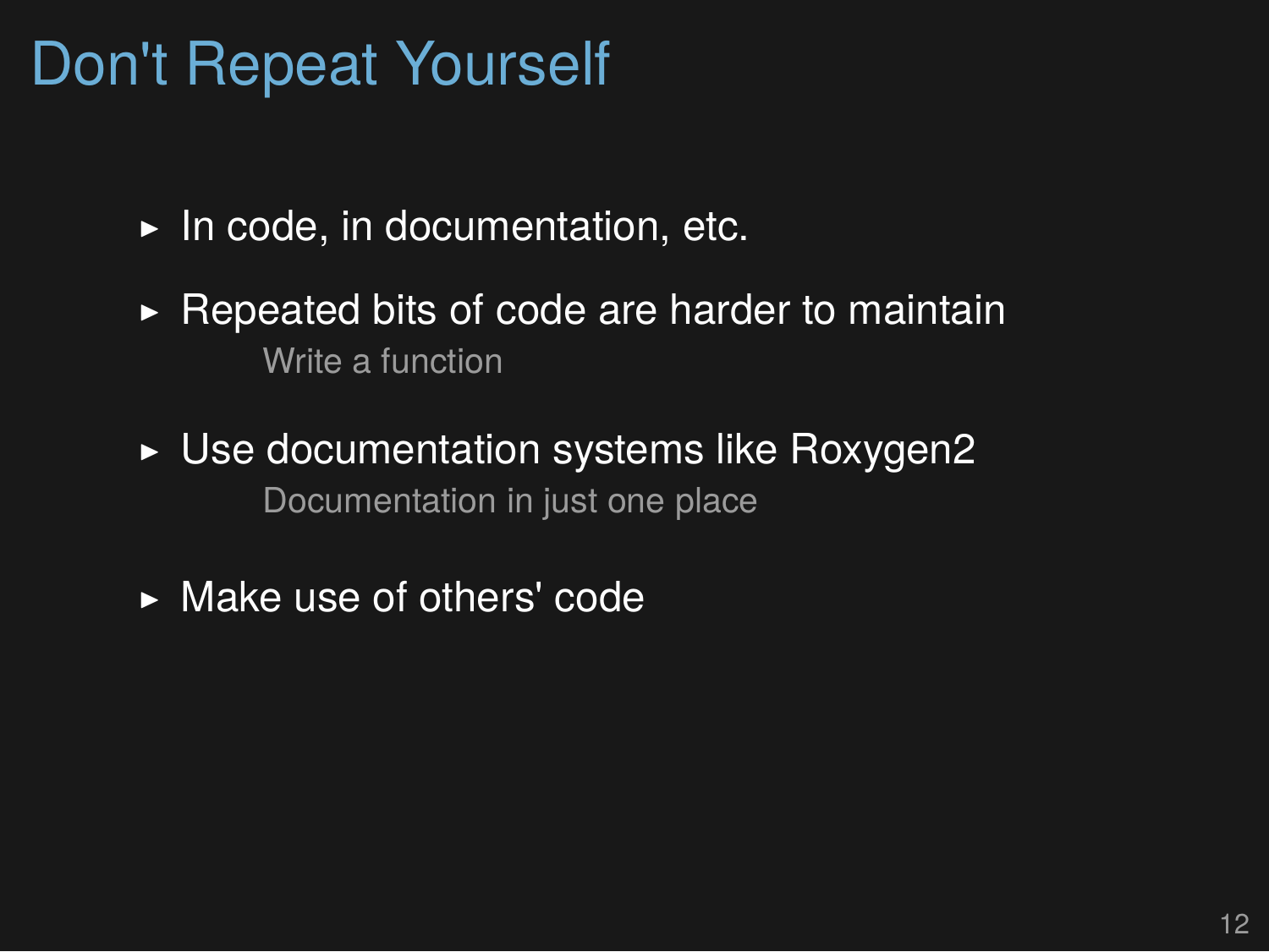# Don't Repeat Yourself

- In code, in documentation, etc.
- Repeated bits of code are harder to maintain
  
  Write a function
- Use documentation systems like Roxygen2
  
  Documentation in just one place
- Make use of others' code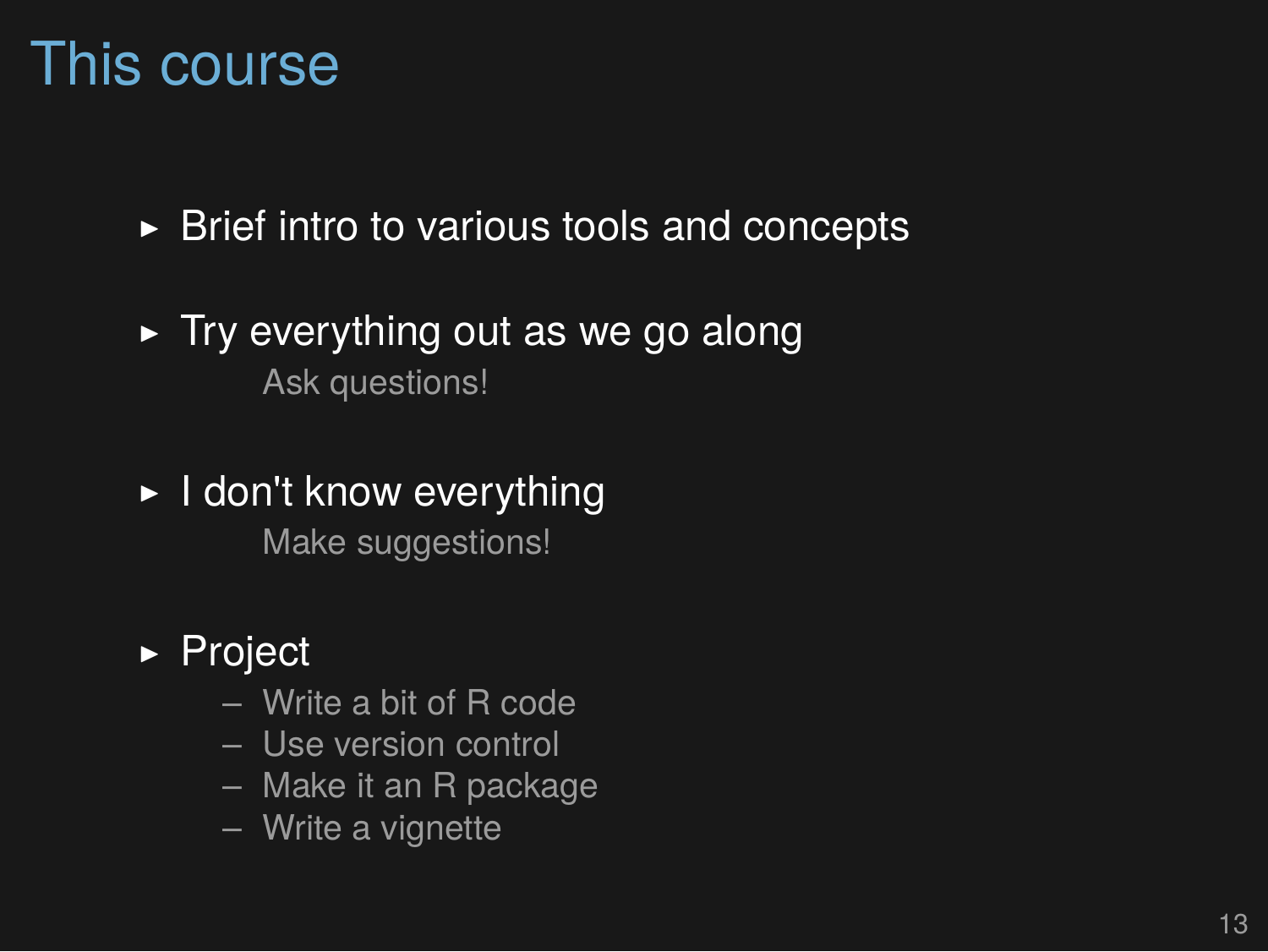# This course

- Brief intro to various tools and concepts
- Try everything out as we go along

  Ask questions!

- I don't know everything

  Make suggestions!

- Project
  - Write a bit of R code
  - Use version control
  - Make it an R package
  - Write a vignette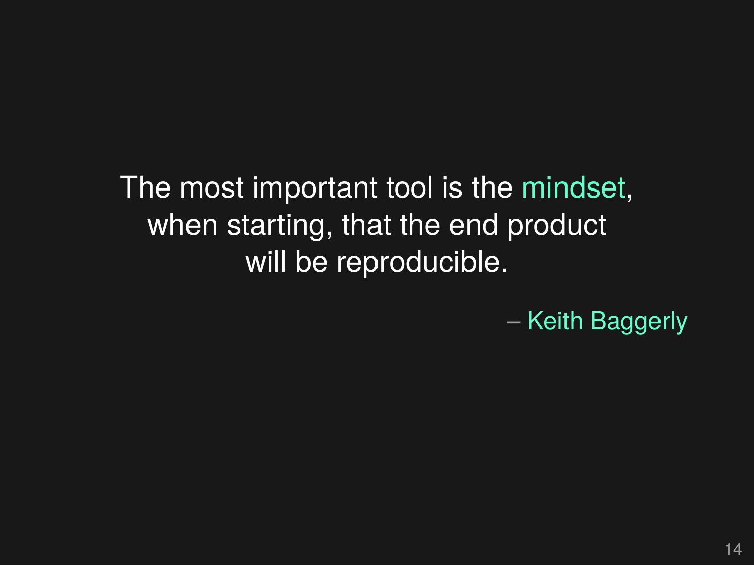The most important tool is the mindset, when starting, that the end product will be reproducible.

– Keith Baggerly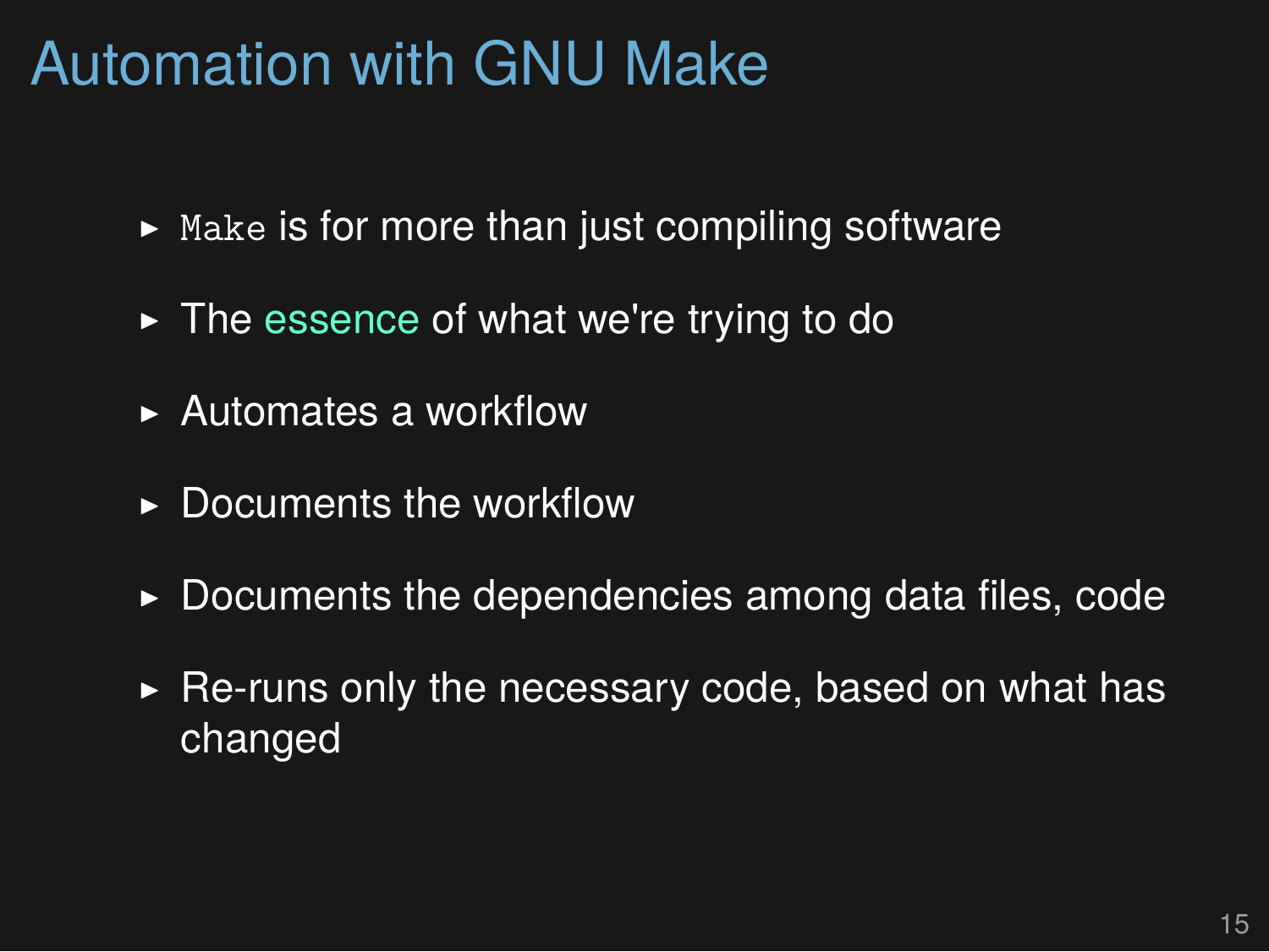# Automation with GNU Make

- `Make` is for more than just compiling software
- The essence of what we're trying to do
- Automates a workflow
- Documents the workflow
- Documents the dependencies among data files, code
- Re-runs only the necessary code, based on what has changed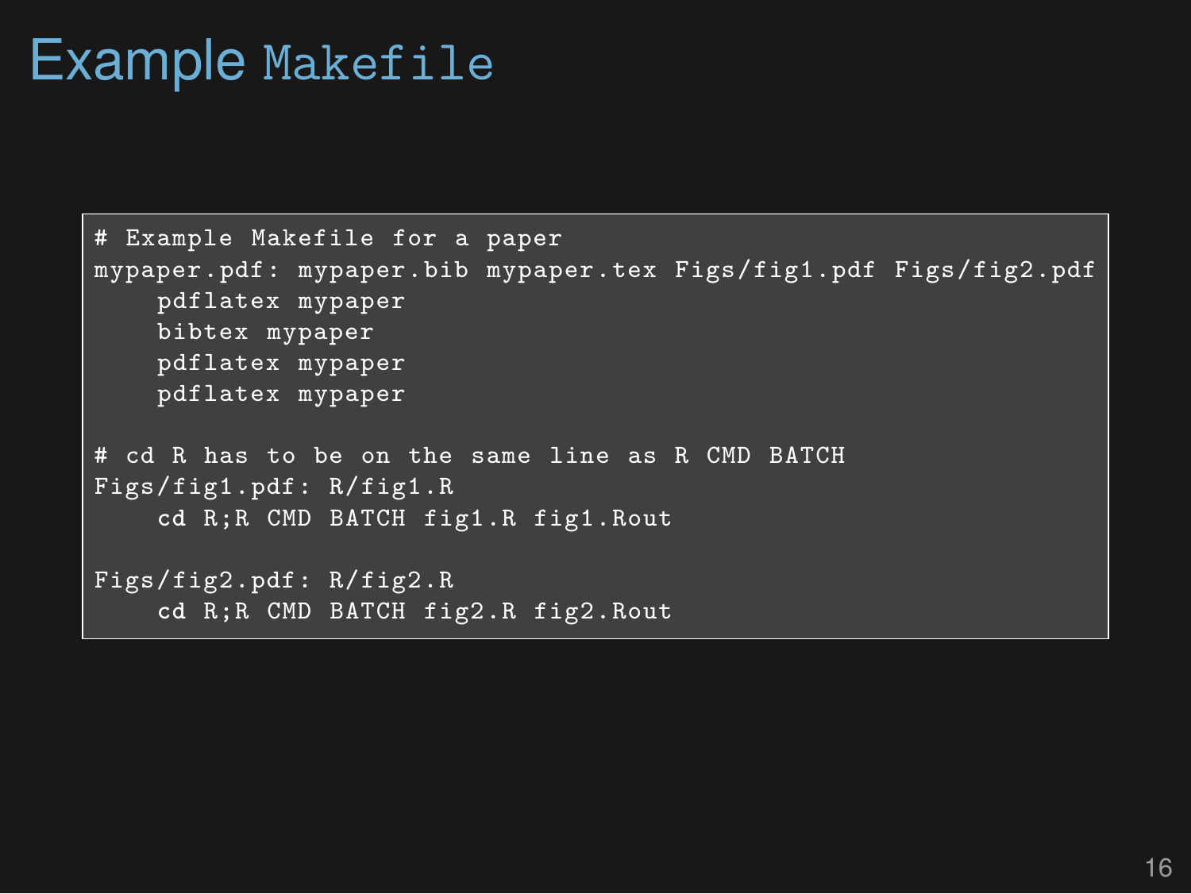# Example Makefile

```
# Example Makefile for a paper
mypaper.pdf: mypaper.bib mypaper.tex Figs/fig1.pdf Figs/fig2.pdf
    pdflatex mypaper
    bibtex mypaper
    pdflatex mypaper
    pdflatex mypaper

# cd R has to be on the same line as R CMD BATCH
Figs/fig1.pdf: R/fig1.R
    cd R;R CMD BATCH fig1.R fig1.Rout

Figs/fig2.pdf: R/fig2.R
    cd R;R CMD BATCH fig2.R fig2.Rout
```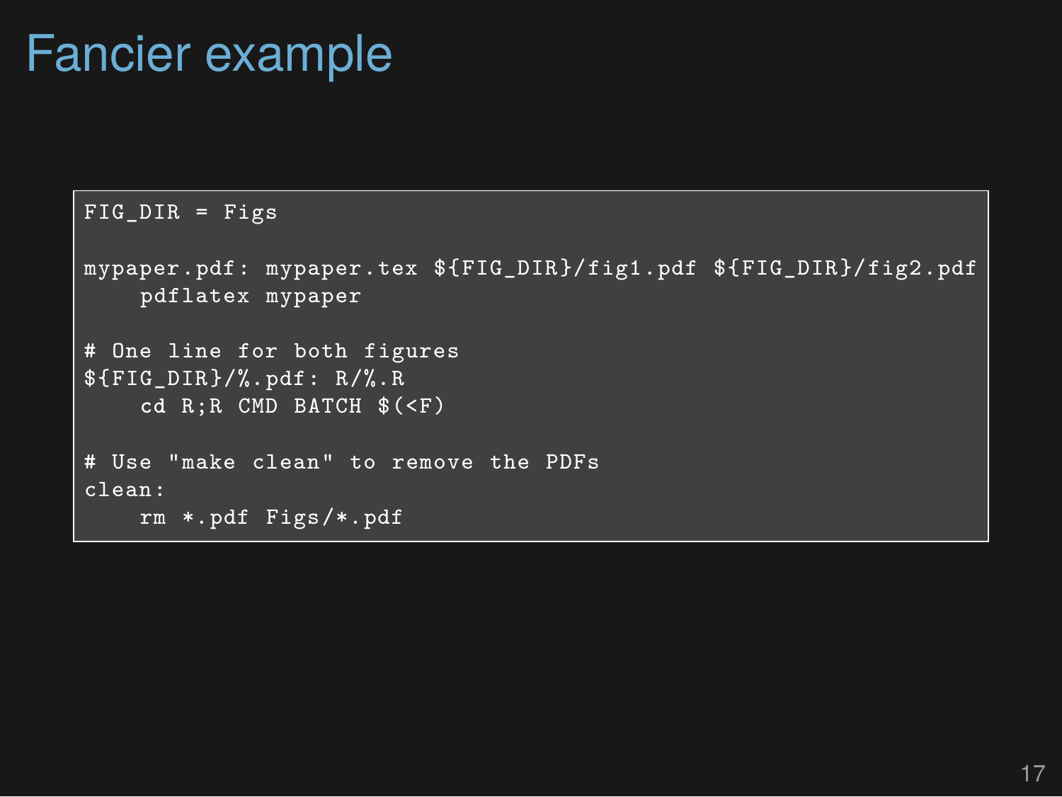# Fancier example

```
FIG_DIR = Figs

mypaper.pdf: mypaper.tex ${FIG_DIR}/fig1.pdf ${FIG_DIR}/fig2.pdf
    pdflatex mypaper

# One line for both figures
${FIG_DIR}/%.pdf: R/%.R
    cd R;R CMD BATCH $(<F)

# Use "make clean" to remove the PDFs
clean:
    rm *.pdf Figs/*.pdf
```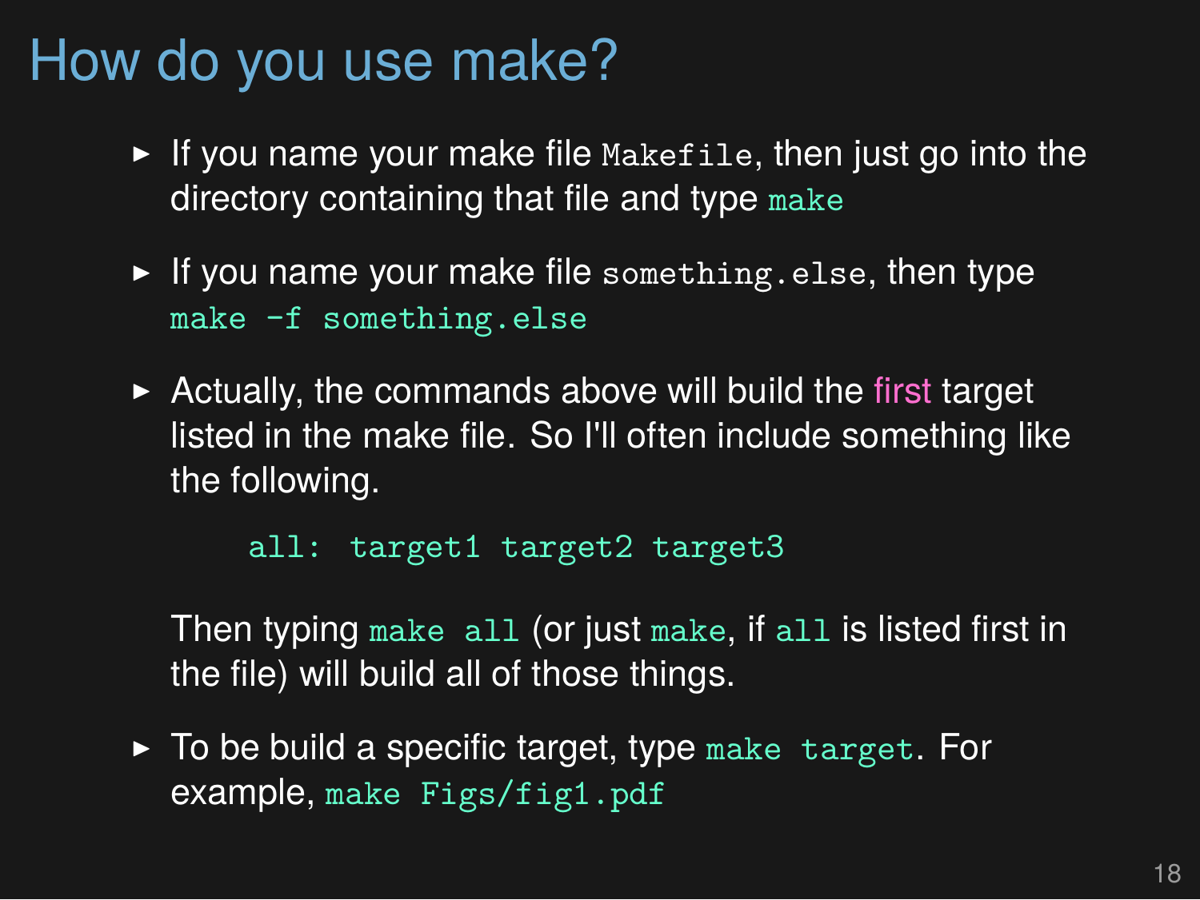# How do you use make?

- If you name your make file `Makefile`, then just go into the directory containing that file and type `make`
- If you name your make file `something.else`, then type `make -f something.else`
- Actually, the commands above will build the first target listed in the make file. So I'll often include something like the following.

```
all: target1 target2 target3
```

  Then typing `make all` (or just `make`, if `all` is listed first in the file) will build all of those things.
- To be build a specific target, type `make target`. For example, `make Figs/fig1.pdf`